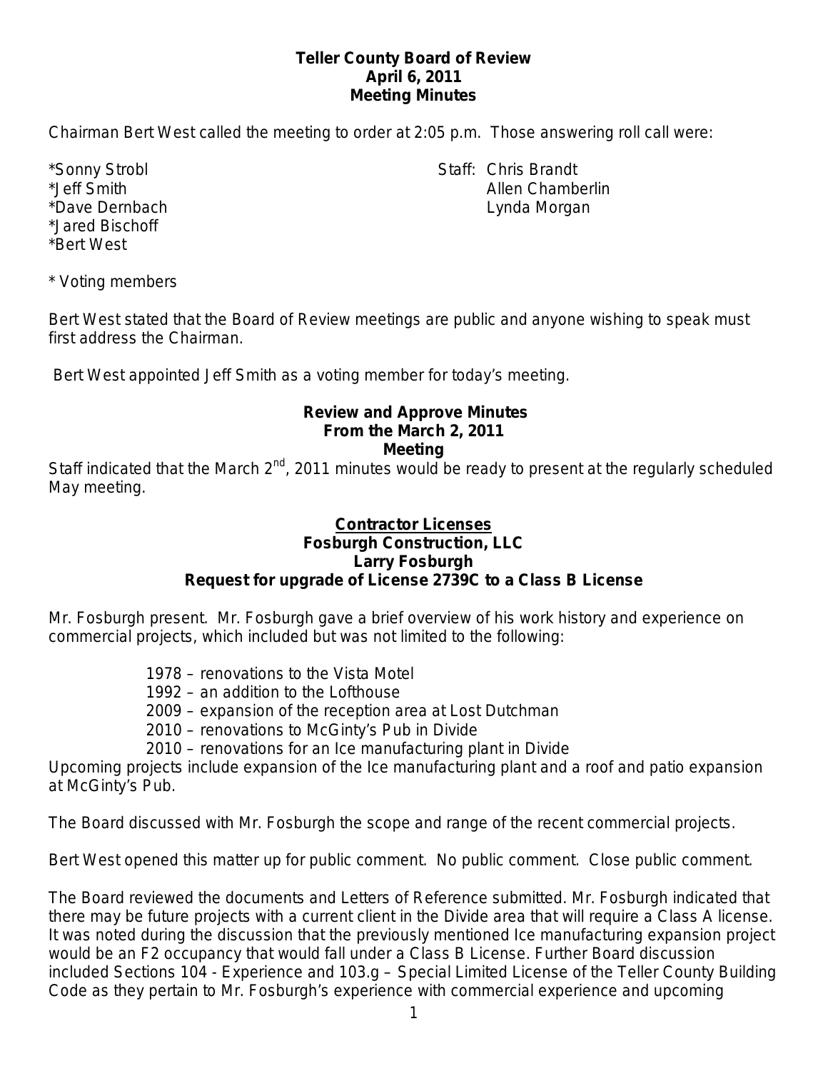# Teller County Board of Review
## April 6, 2011
## Meeting Minutes

Chairman Bert West called the meeting to order at 2:05 p.m. Those answering roll call were:

*Sonny Strobl
*Jeff Smith
*Dave Dernbach
*Jared Bischoff
*Bert West

Staff: Chris Brandt
Allen Chamberlin
Lynda Morgan

* Voting members

Bert West stated that the Board of Review meetings are public and anyone wishing to speak must first address the Chairman.

Bert West appointed Jeff Smith as a voting member for today's meeting.

### Review and Approve Minutes From the March 2, 2011 Meeting

Staff indicated that the March 2nd, 2011 minutes would be ready to present at the regularly scheduled May meeting.

### Contractor Licenses
### Fosburgh Construction, LLC
### Larry Fosburgh
### Request for upgrade of License 2739C to a Class B License

Mr. Fosburgh present. Mr. Fosburgh gave a brief overview of his work history and experience on commercial projects, which included but was not limited to the following:

- 1978 – renovations to the Vista Motel
- 1992 – an addition to the Lofthouse
- 2009 – expansion of the reception area at Lost Dutchman
- 2010 – renovations to McGinty's Pub in Divide
- 2010 – renovations for an Ice manufacturing plant in Divide

Upcoming projects include expansion of the Ice manufacturing plant and a roof and patio expansion at McGinty's Pub.

The Board discussed with Mr. Fosburgh the scope and range of the recent commercial projects.

Bert West opened this matter up for public comment. No public comment. Close public comment.

The Board reviewed the documents and Letters of Reference submitted. Mr. Fosburgh indicated that there may be future projects with a current client in the Divide area that will require a Class A license. It was noted during the discussion that the previously mentioned Ice manufacturing expansion project would be an F2 occupancy that would fall under a Class B License. Further Board discussion included Sections 104 - Experience and 103.g – Special Limited License of the Teller County Building Code as they pertain to Mr. Fosburgh's experience with commercial experience and upcoming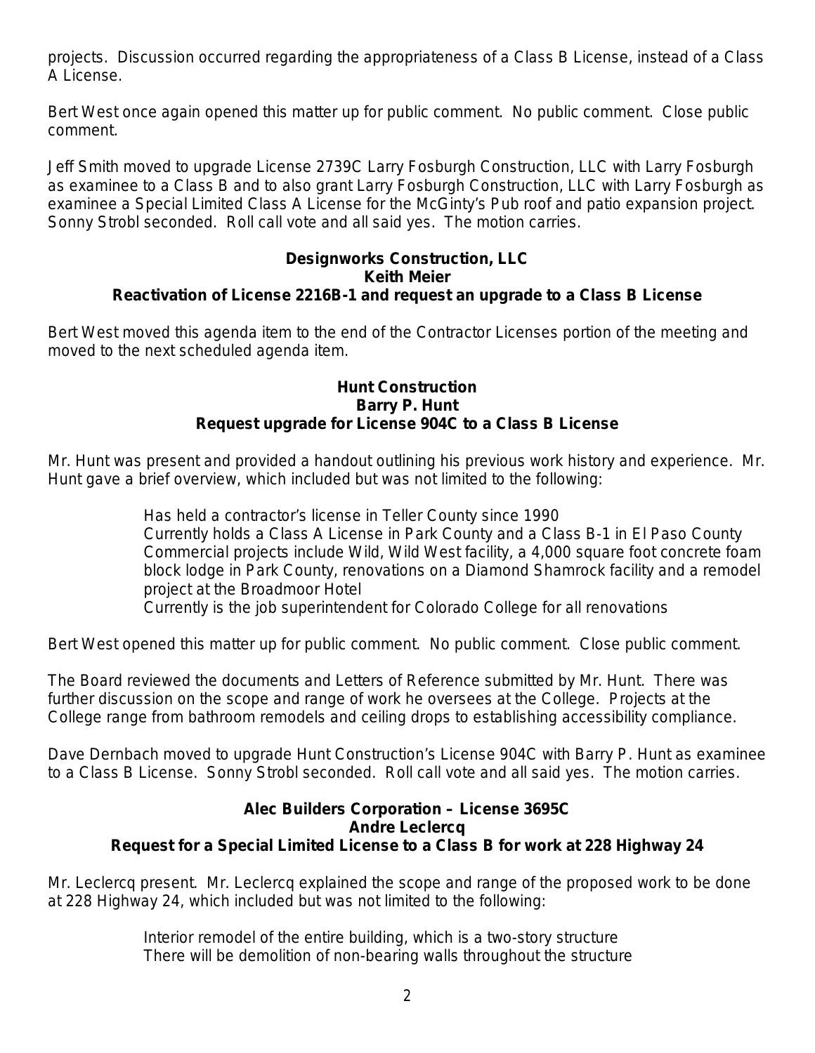projects. Discussion occurred regarding the appropriateness of a Class B License, instead of a Class A License.

Bert West once again opened this matter up for public comment. No public comment. Close public comment.

Jeff Smith moved to upgrade License 2739C Larry Fosburgh Construction, LLC with Larry Fosburgh as examinee to a Class B and to also grant Larry Fosburgh Construction, LLC with Larry Fosburgh as examinee a Special Limited Class A License for the McGinty's Pub roof and patio expansion project. Sonny Strobl seconded. Roll call vote and all said yes. The motion carries.

**Designworks Construction, LLC**
**Keith Meier**
**Reactivation of License 2216B-1 and request an upgrade to a Class B License**

Bert West moved this agenda item to the end of the Contractor Licenses portion of the meeting and moved to the next scheduled agenda item.

**Hunt Construction**
**Barry P. Hunt**
**Request upgrade for License 904C to a Class B License**

Mr. Hunt was present and provided a handout outlining his previous work history and experience. Mr. Hunt gave a brief overview, which included but was not limited to the following:

- Has held a contractor's license in Teller County since 1990
- Currently holds a Class A License in Park County and a Class B-1 in El Paso County
- Commercial projects include Wild, Wild West facility, a 4,000 square foot concrete foam block lodge in Park County, renovations on a Diamond Shamrock facility and a remodel project at the Broadmoor Hotel
- Currently is the job superintendent for Colorado College for all renovations

Bert West opened this matter up for public comment. No public comment. Close public comment.

The Board reviewed the documents and Letters of Reference submitted by Mr. Hunt. There was further discussion on the scope and range of work he oversees at the College. Projects at the College range from bathroom remodels and ceiling drops to establishing accessibility compliance.

Dave Dernbach moved to upgrade Hunt Construction's License 904C with Barry P. Hunt as examinee to a Class B License. Sonny Strobl seconded. Roll call vote and all said yes. The motion carries.

**Alec Builders Corporation – License 3695C**
**Andre Leclercq**
**Request for a Special Limited License to a Class B for work at 228 Highway 24**

Mr. Leclercq present. Mr. Leclercq explained the scope and range of the proposed work to be done at 228 Highway 24, which included but was not limited to the following:

- Interior remodel of the entire building, which is a two-story structure
- There will be demolition of non-bearing walls throughout the structure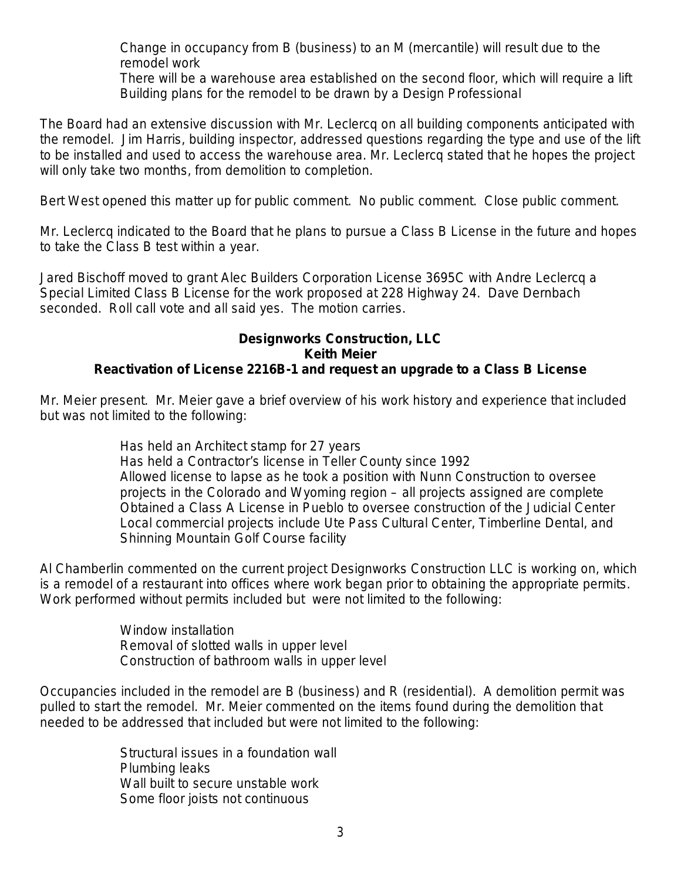Change in occupancy from B (business) to an M (mercantile) will result due to the remodel work
There will be a warehouse area established on the second floor, which will require a lift
Building plans for the remodel to be drawn by a Design Professional

The Board had an extensive discussion with Mr. Leclercq on all building components anticipated with the remodel. Jim Harris, building inspector, addressed questions regarding the type and use of the lift to be installed and used to access the warehouse area. Mr. Leclercq stated that he hopes the project will only take two months, from demolition to completion.

Bert West opened this matter up for public comment. No public comment. Close public comment.

Mr. Leclercq indicated to the Board that he plans to pursue a Class B License in the future and hopes to take the Class B test within a year.

Jared Bischoff moved to grant Alec Builders Corporation License 3695C with Andre Leclercq a Special Limited Class B License for the work proposed at 228 Highway 24. Dave Dernbach seconded. Roll call vote and all said yes. The motion carries.

**Designworks Construction, LLC**
**Keith Meier**
**Reactivation of License 2216B-1 and request an upgrade to a Class B License**

Mr. Meier present. Mr. Meier gave a brief overview of his work history and experience that included but was not limited to the following:

Has held an Architect stamp for 27 years
Has held a Contractor's license in Teller County since 1992
Allowed license to lapse as he took a position with Nunn Construction to oversee projects in the Colorado and Wyoming region – all projects assigned are complete
Obtained a Class A License in Pueblo to oversee construction of the Judicial Center
Local commercial projects include Ute Pass Cultural Center, Timberline Dental, and Shinning Mountain Golf Course facility

Al Chamberlin commented on the current project Designworks Construction LLC is working on, which is a remodel of a restaurant into offices where work began prior to obtaining the appropriate permits. Work performed without permits included but were not limited to the following:

Window installation
Removal of slotted walls in upper level
Construction of bathroom walls in upper level

Occupancies included in the remodel are B (business) and R (residential). A demolition permit was pulled to start the remodel. Mr. Meier commented on the items found during the demolition that needed to be addressed that included but were not limited to the following:

Structural issues in a foundation wall
Plumbing leaks
Wall built to secure unstable work
Some floor joists not continuous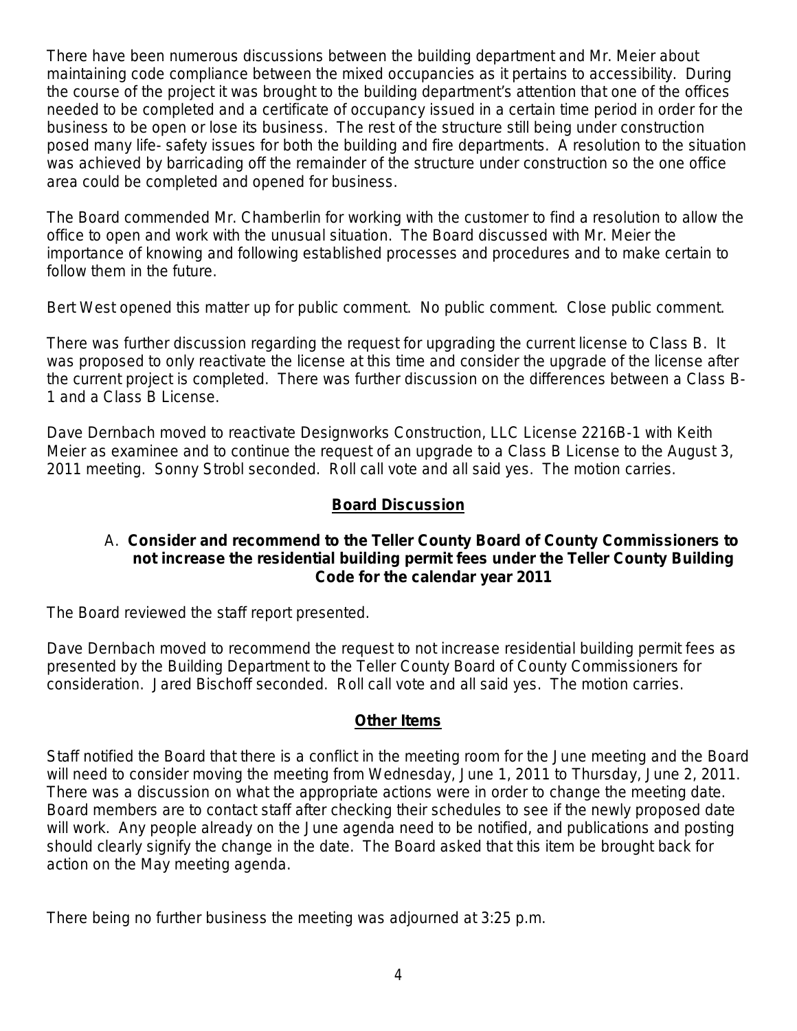There have been numerous discussions between the building department and Mr. Meier about maintaining code compliance between the mixed occupancies as it pertains to accessibility. During the course of the project it was brought to the building department's attention that one of the offices needed to be completed and a certificate of occupancy issued in a certain time period in order for the business to be open or lose its business. The rest of the structure still being under construction posed many life- safety issues for both the building and fire departments. A resolution to the situation was achieved by barricading off the remainder of the structure under construction so the one office area could be completed and opened for business.

The Board commended Mr. Chamberlin for working with the customer to find a resolution to allow the office to open and work with the unusual situation. The Board discussed with Mr. Meier the importance of knowing and following established processes and procedures and to make certain to follow them in the future.

Bert West opened this matter up for public comment. No public comment. Close public comment.

There was further discussion regarding the request for upgrading the current license to Class B. It was proposed to only reactivate the license at this time and consider the upgrade of the license after the current project is completed. There was further discussion on the differences between a Class B-1 and a Class B License.

Dave Dernbach moved to reactivate Designworks Construction, LLC License 2216B-1 with Keith Meier as examinee and to continue the request of an upgrade to a Class B License to the August 3, 2011 meeting. Sonny Strobl seconded. Roll call vote and all said yes. The motion carries.

## Board Discussion

A. **Consider and recommend to the Teller County Board of County Commissioners to not increase the residential building permit fees under the Teller County Building Code for the calendar year 2011**

The Board reviewed the staff report presented.

Dave Dernbach moved to recommend the request to not increase residential building permit fees as presented by the Building Department to the Teller County Board of County Commissioners for consideration. Jared Bischoff seconded. Roll call vote and all said yes. The motion carries.

## Other Items

Staff notified the Board that there is a conflict in the meeting room for the June meeting and the Board will need to consider moving the meeting from Wednesday, June 1, 2011 to Thursday, June 2, 2011. There was a discussion on what the appropriate actions were in order to change the meeting date. Board members are to contact staff after checking their schedules to see if the newly proposed date will work. Any people already on the June agenda need to be notified, and publications and posting should clearly signify the change in the date. The Board asked that this item be brought back for action on the May meeting agenda.

There being no further business the meeting was adjourned at 3:25 p.m.